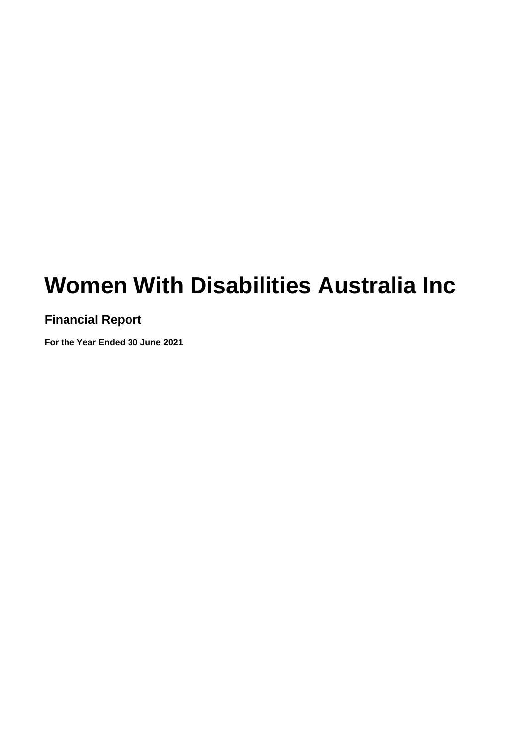# Women With Disabilities Australia Inc

## Financial Report

**For the Year Ended 30 June 2021**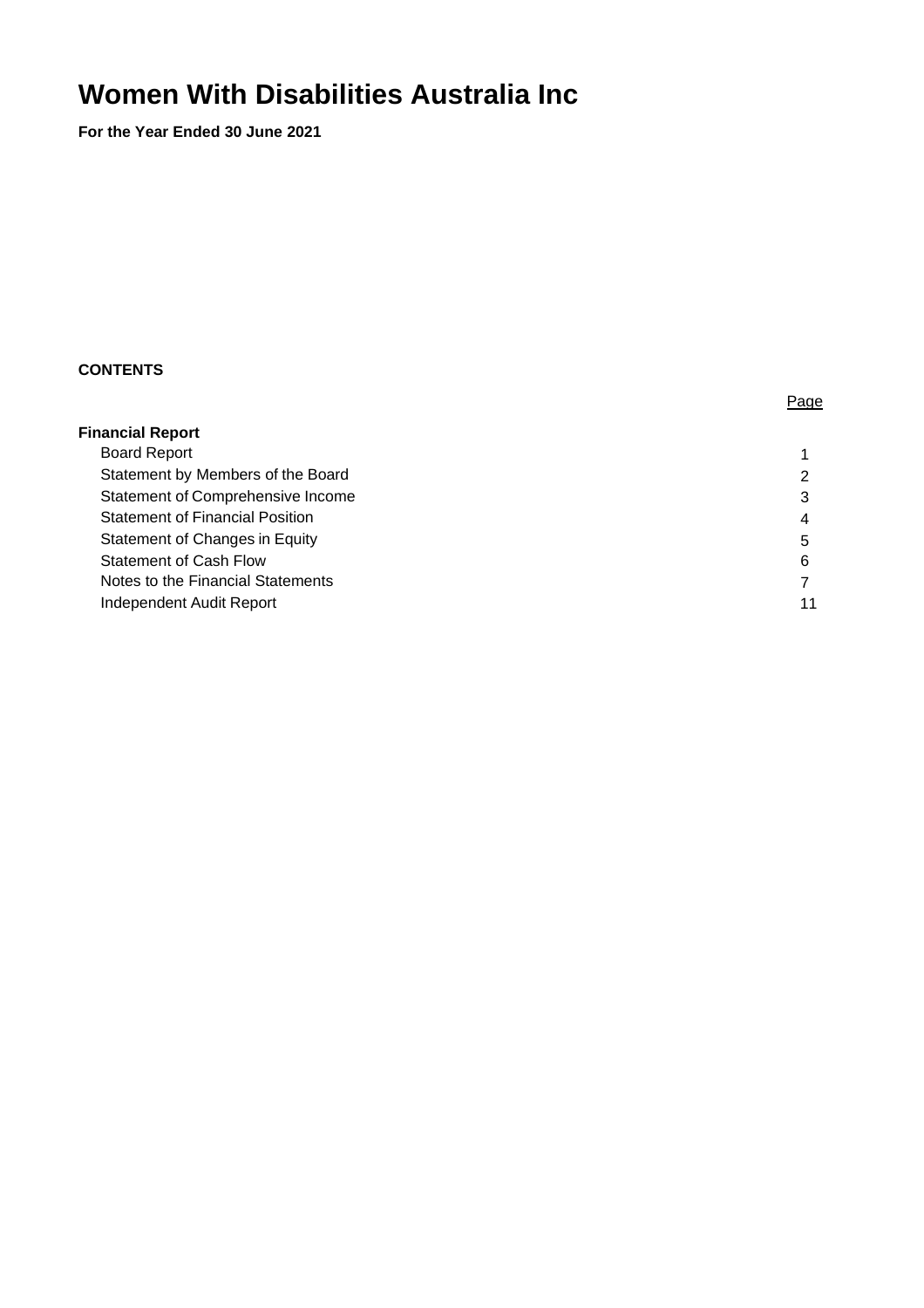# Women With Disabilities Australia Inc

**For the Year Ended 30 June 2021**

**CONTENTS**

| | Page |
|---|---|
| **Financial Report** | |
| Board Report | 1 |
| Statement by Members of the Board | 2 |
| Statement of Comprehensive Income | 3 |
| Statement of Financial Position | 4 |
| Statement of Changes in Equity | 5 |
| Statement of Cash Flow | 6 |
| Notes to the Financial Statements | 7 |
| Independent Audit Report | 11 |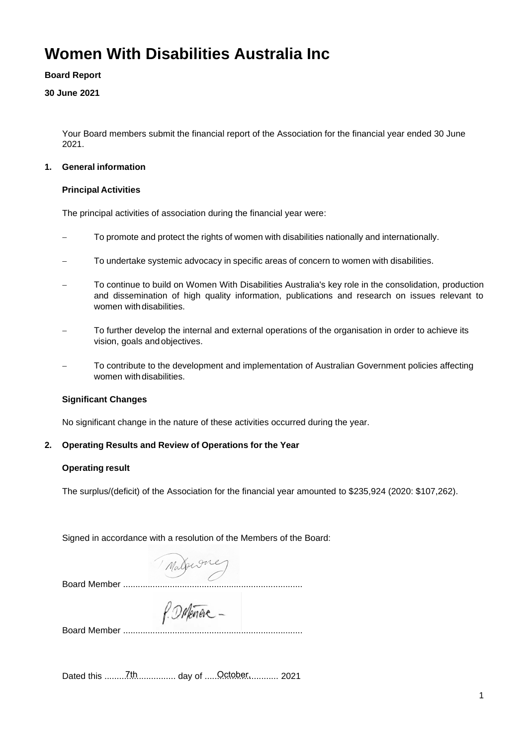# Women With Disabilities Australia Inc

**Board Report**

**30 June 2021**

Your Board members submit the financial report of the Association for the financial year ended 30 June 2021.

## 1. General information

### Principal Activities

The principal activities of association during the financial year were:

- To promote and protect the rights of women with disabilities nationally and internationally.
- To undertake systemic advocacy in specific areas of concern to women with disabilities.
- To continue to build on Women With Disabilities Australia's key role in the consolidation, production and dissemination of high quality information, publications and research on issues relevant to women with disabilities.
- To further develop the internal and external operations of the organisation in order to achieve its vision, goals and objectives.
- To contribute to the development and implementation of Australian Government policies affecting women with disabilities.

### Significant Changes

No significant change in the nature of these activities occurred during the year.

## 2. Operating Results and Review of Operations for the Year

### Operating result

The surplus/(deficit) of the Association for the financial year amounted to $235,924 (2020: $107,262).

Signed in accordance with a resolution of the Members of the Board:

Board Member .........................................................................

Board Member .........................................................................

Dated this ..........7th.............. day of ..........October.......... 2021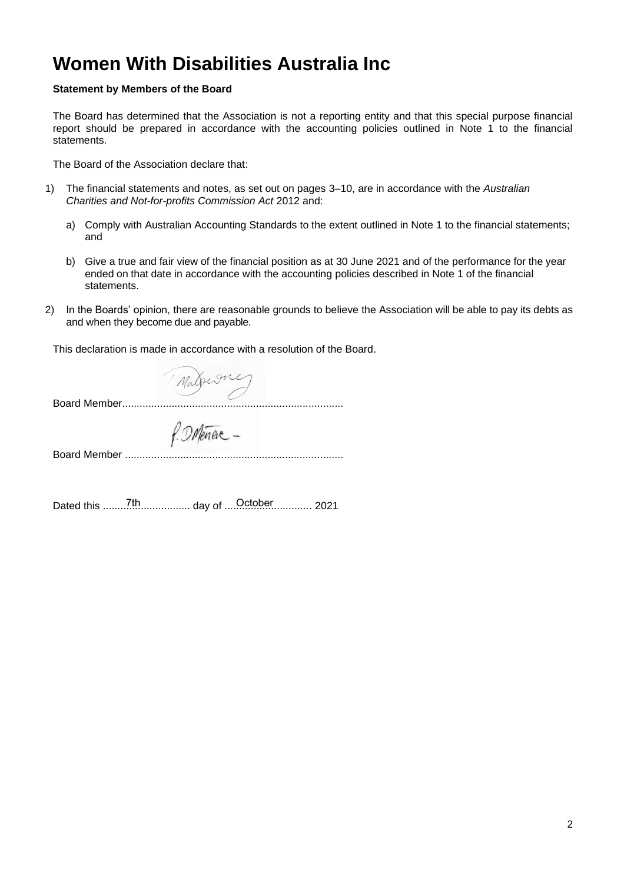# Women With Disabilities Australia Inc

**Statement by Members of the Board**

The Board has determined that the Association is not a reporting entity and that this special purpose financial report should be prepared in accordance with the accounting policies outlined in Note 1 to the financial statements.

The Board of the Association declare that:

1) The financial statements and notes, as set out on pages 3–10, are in accordance with the *Australian Charities and Not-for-profits Commission Act* 2012 and:

   a) Comply with Australian Accounting Standards to the extent outlined in Note 1 to the financial statements; and

   b) Give a true and fair view of the financial position as at 30 June 2021 and of the performance for the year ended on that date in accordance with the accounting policies described in Note 1 of the financial statements.

2) In the Boards' opinion, there are reasonable grounds to believe the Association will be able to pay its debts as and when they become due and payable.

This declaration is made in accordance with a resolution of the Board.

Board Member...........................................................................

Board Member ..........................................................................

Dated this 7th day of October 2021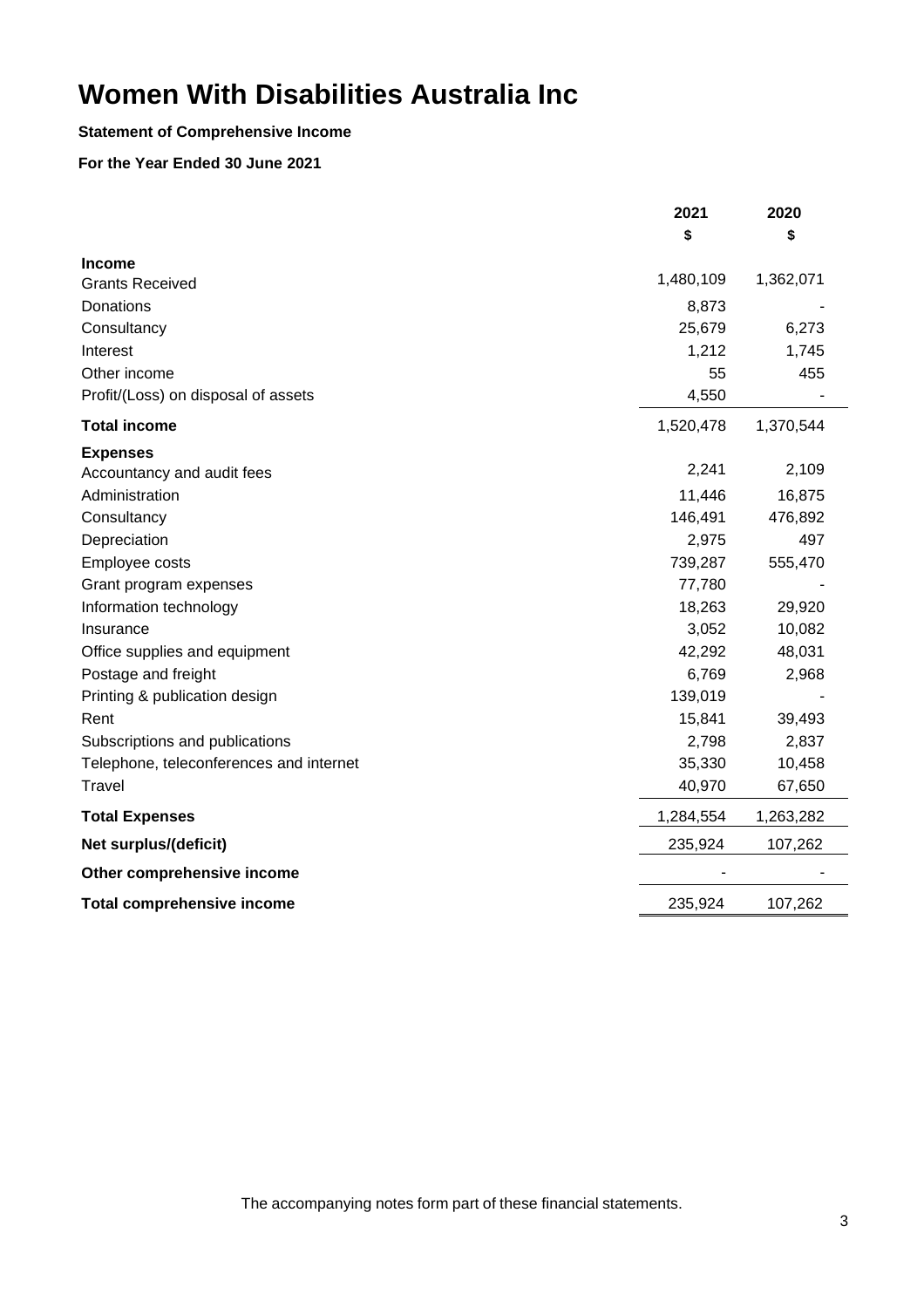# Women With Disabilities Australia Inc

**Statement of Comprehensive Income**

**For the Year Ended 30 June 2021**

| | 2021 | 2020 |
|---|---|---|
| | $ | $ |
| **Income** | | |
| Grants Received | 1,480,109 | 1,362,071 |
| Donations | 8,873 | - |
| Consultancy | 25,679 | 6,273 |
| Interest | 1,212 | 1,745 |
| Other income | 55 | 455 |
| Profit/(Loss) on disposal of assets | 4,550 | - |
| **Total income** | 1,520,478 | 1,370,544 |
| **Expenses** | | |
| Accountancy and audit fees | 2,241 | 2,109 |
| Administration | 11,446 | 16,875 |
| Consultancy | 146,491 | 476,892 |
| Depreciation | 2,975 | 497 |
| Employee costs | 739,287 | 555,470 |
| Grant program expenses | 77,780 | - |
| Information technology | 18,263 | 29,920 |
| Insurance | 3,052 | 10,082 |
| Office supplies and equipment | 42,292 | 48,031 |
| Postage and freight | 6,769 | 2,968 |
| Printing & publication design | 139,019 | - |
| Rent | 15,841 | 39,493 |
| Subscriptions and publications | 2,798 | 2,837 |
| Telephone, teleconferences and internet | 35,330 | 10,458 |
| Travel | 40,970 | 67,650 |
| **Total Expenses** | 1,284,554 | 1,263,282 |
| **Net surplus/(deficit)** | 235,924 | 107,262 |
| **Other comprehensive income** | - | - |
| **Total comprehensive income** | 235,924 | 107,262 |

The accompanying notes form part of these financial statements.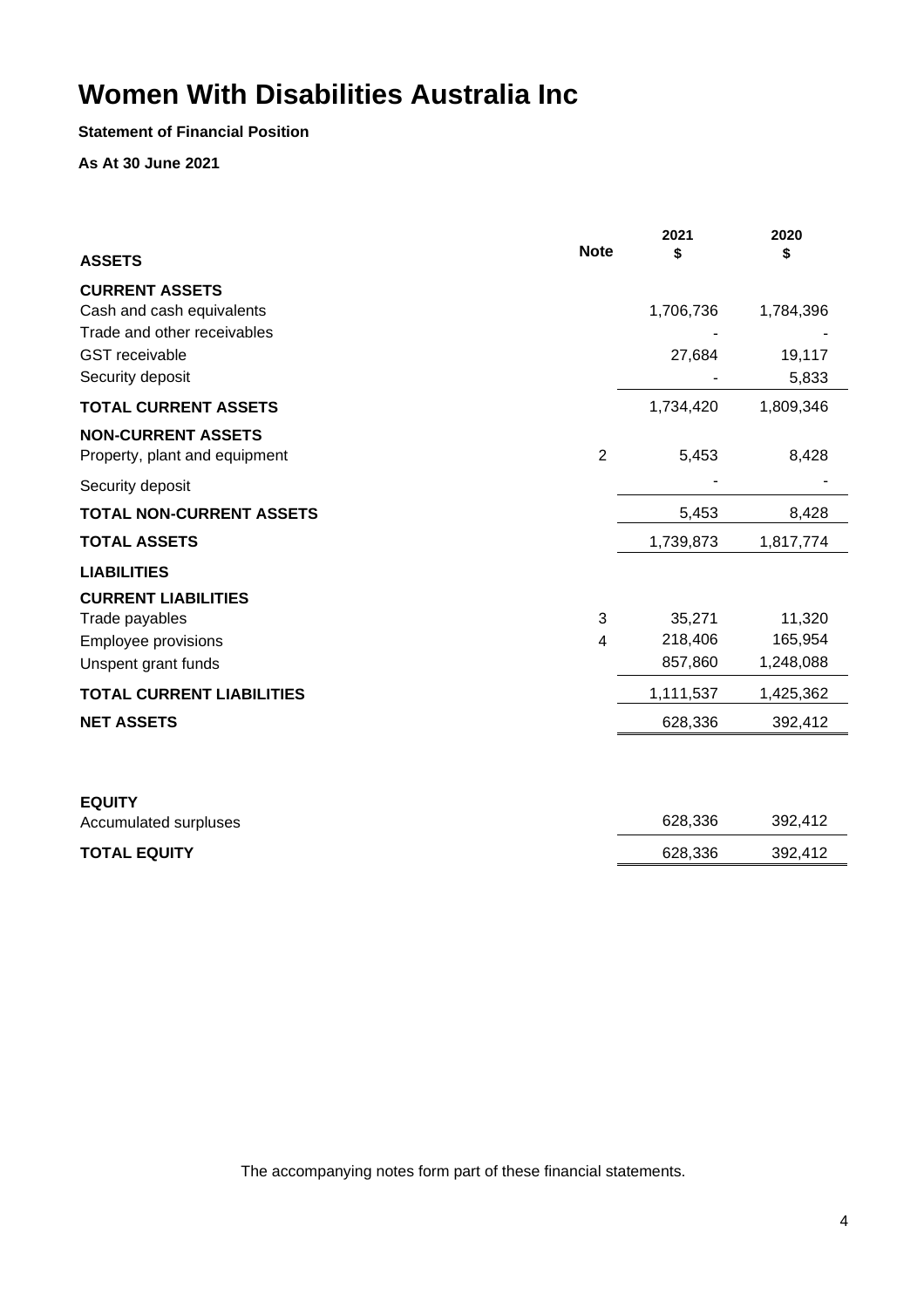# Women With Disabilities Australia Inc

**Statement of Financial Position**

**As At 30 June 2021**

| | Note | 2021 $ | 2020 $ |
|---|---|---|---|
| **ASSETS** | | | |
| **CURRENT ASSETS** | | | |
| Cash and cash equivalents | | 1,706,736 | 1,784,396 |
| Trade and other receivables | | - | - |
| GST receivable | | 27,684 | 19,117 |
| Security deposit | | - | 5,833 |
| **TOTAL CURRENT ASSETS** | | 1,734,420 | 1,809,346 |
| **NON-CURRENT ASSETS** | | | |
| Property, plant and equipment | 2 | 5,453 | 8,428 |
| Security deposit | | - | - |
| **TOTAL NON-CURRENT ASSETS** | | 5,453 | 8,428 |
| **TOTAL ASSETS** | | 1,739,873 | 1,817,774 |
| **LIABILITIES** | | | |
| **CURRENT LIABILITIES** | | | |
| Trade payables | 3 | 35,271 | 11,320 |
| Employee provisions | 4 | 218,406 | 165,954 |
| Unspent grant funds | | 857,860 | 1,248,088 |
| **TOTAL CURRENT LIABILITIES** | | 1,111,537 | 1,425,362 |
| **NET ASSETS** | | 628,336 | 392,412 |
| | | | |
| **EQUITY** | | | |
| Accumulated surpluses | | 628,336 | 392,412 |
| **TOTAL EQUITY** | | 628,336 | 392,412 |

The accompanying notes form part of these financial statements.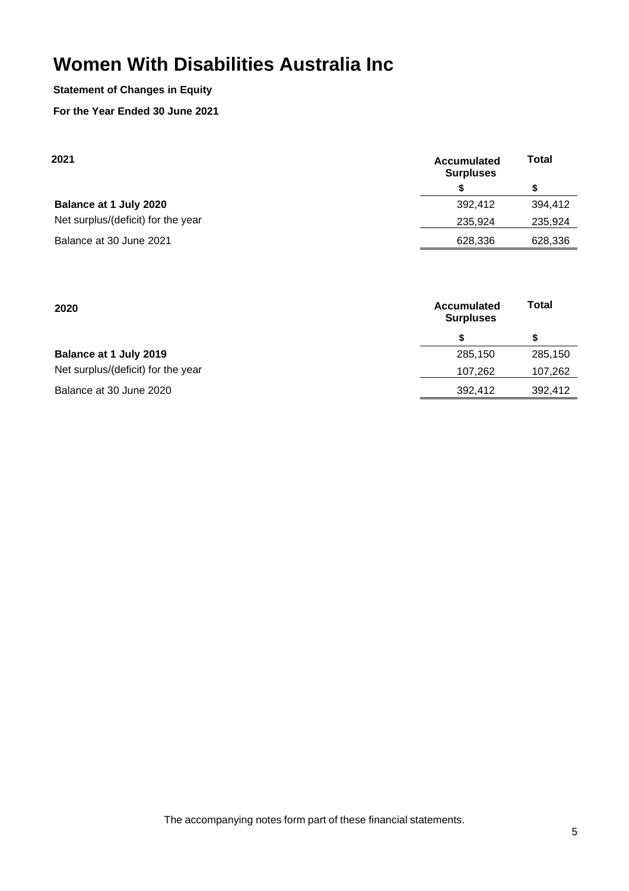# Women With Disabilities Australia Inc

**Statement of Changes in Equity**

**For the Year Ended 30 June 2021**

| **2021** | **Accumulated Surpluses** | **Total** |
|---|---|---|
| | **$** | **$** |
| **Balance at 1 July 2020** | 392,412 | 394,412 |
| Net surplus/(deficit) for the year | 235,924 | 235,924 |
| Balance at 30 June 2021 | 628,336 | 628,336 |

| **2020** | **Accumulated Surpluses** | **Total** |
|---|---|---|
| | **$** | **$** |
| **Balance at 1 July 2019** | 285,150 | 285,150 |
| Net surplus/(deficit) for the year | 107,262 | 107,262 |
| Balance at 30 June 2020 | 392,412 | 392,412 |

The accompanying notes form part of these financial statements.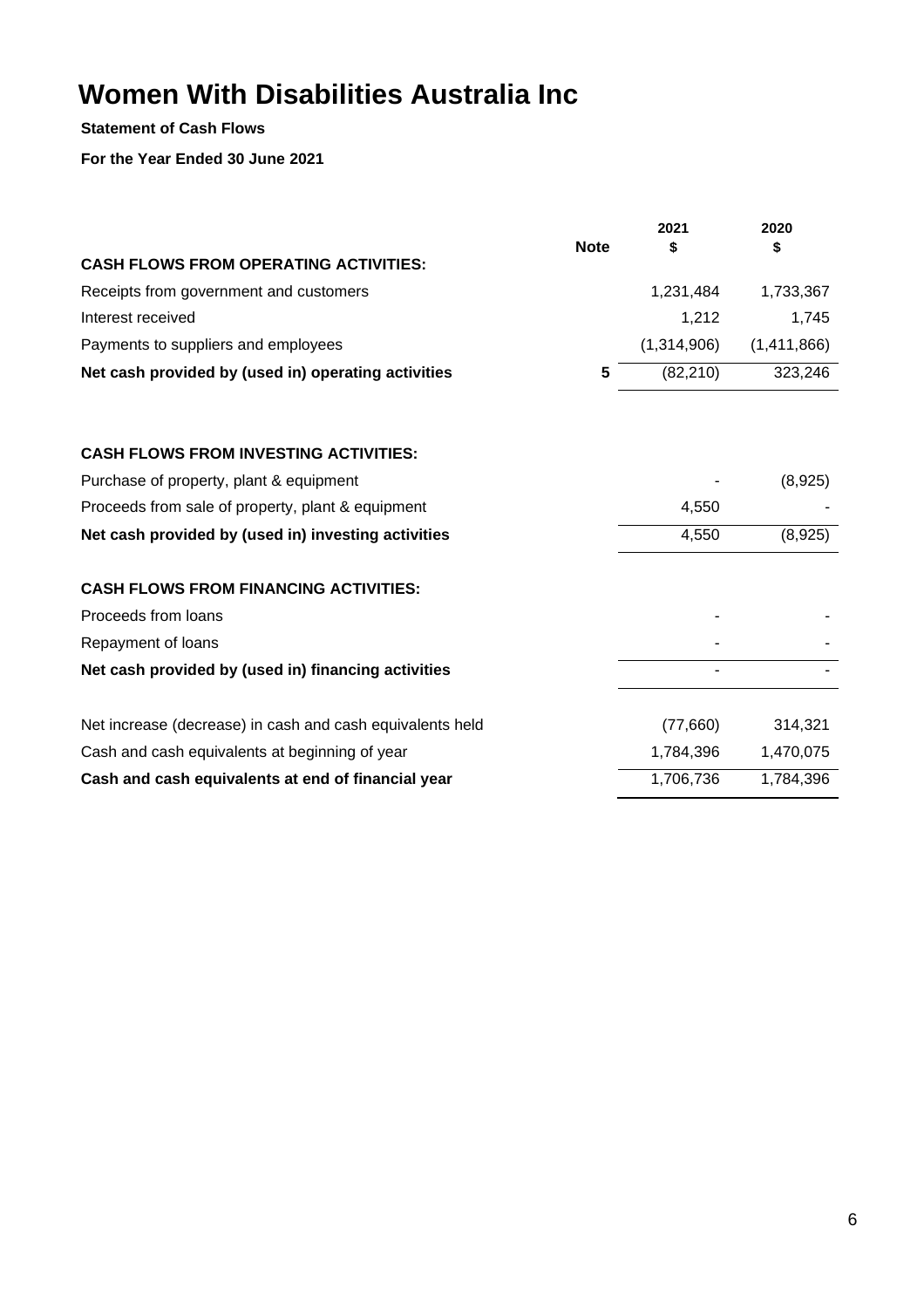# Women With Disabilities Australia Inc

**Statement of Cash Flows**

**For the Year Ended 30 June 2021**

| | Note | 2021<br>$ | 2020<br>$ |
|---|---|---|---|
| **CASH FLOWS FROM OPERATING ACTIVITIES:** | | | |
| Receipts from government and customers | | 1,231,484 | 1,733,367 |
| Interest received | | 1,212 | 1,745 |
| Payments to suppliers and employees | | (1,314,906) | (1,411,866) |
| **Net cash provided by (used in) operating activities** | **5** | (82,210) | 323,246 |
| | | | |
| **CASH FLOWS FROM INVESTING ACTIVITIES:** | | | |
| Purchase of property, plant & equipment | | - | (8,925) |
| Proceeds from sale of property, plant & equipment | | 4,550 | - |
| **Net cash provided by (used in) investing activities** | | 4,550 | (8,925) |
| | | | |
| **CASH FLOWS FROM FINANCING ACTIVITIES:** | | | |
| Proceeds from loans | | - | - |
| Repayment of loans | | - | - |
| **Net cash provided by (used in) financing activities** | | - | - |
| | | | |
| Net increase (decrease) in cash and cash equivalents held | | (77,660) | 314,321 |
| Cash and cash equivalents at beginning of year | | 1,784,396 | 1,470,075 |
| **Cash and cash equivalents at end of financial year** | | 1,706,736 | 1,784,396 |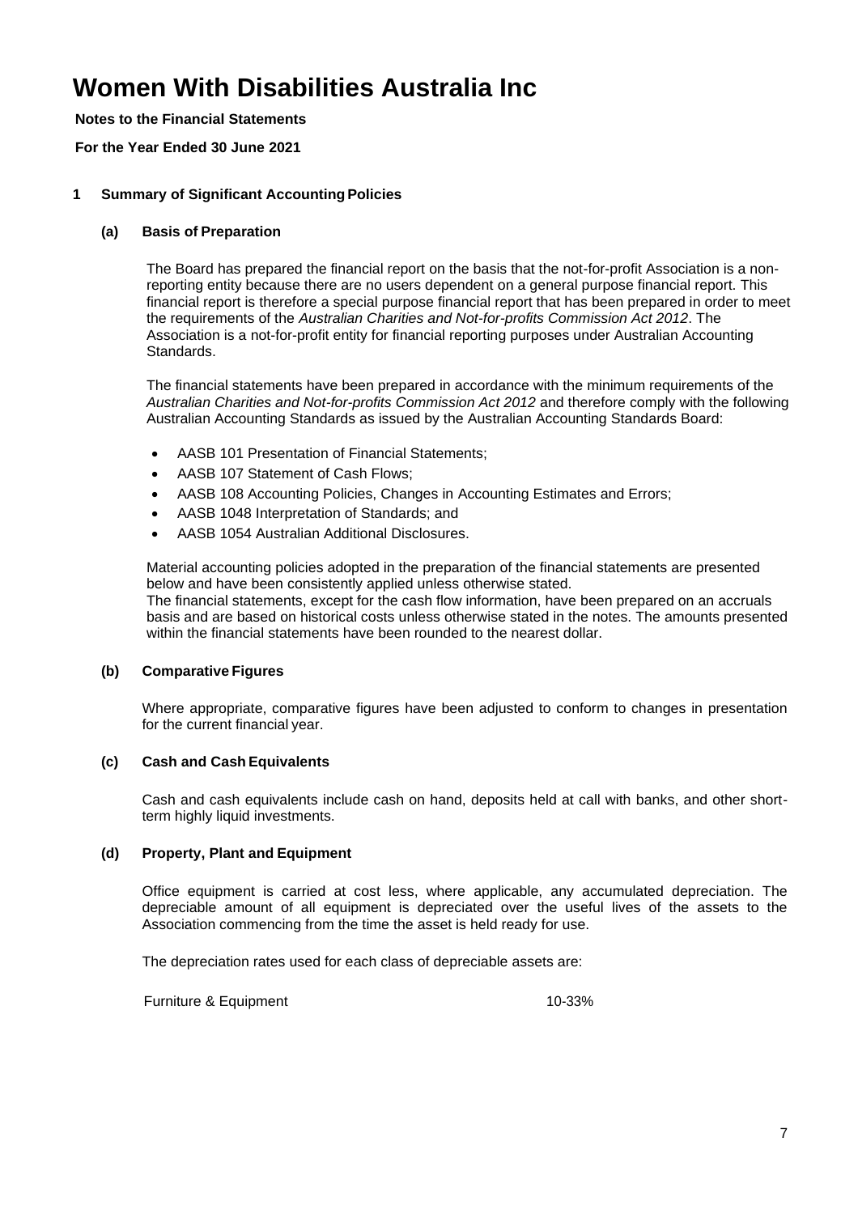# Women With Disabilities Australia Inc

**Notes to the Financial Statements**

**For the Year Ended 30 June 2021**

## 1 Summary of Significant Accounting Policies

### (a) Basis of Preparation

The Board has prepared the financial report on the basis that the not-for-profit Association is a non-reporting entity because there are no users dependent on a general purpose financial report. This financial report is therefore a special purpose financial report that has been prepared in order to meet the requirements of the *Australian Charities and Not-for-profits Commission Act 2012*. The Association is a not-for-profit entity for financial reporting purposes under Australian Accounting Standards.

The financial statements have been prepared in accordance with the minimum requirements of the *Australian Charities and Not-for-profits Commission Act 2012* and therefore comply with the following Australian Accounting Standards as issued by the Australian Accounting Standards Board:

- AASB 101 Presentation of Financial Statements;
- AASB 107 Statement of Cash Flows;
- AASB 108 Accounting Policies, Changes in Accounting Estimates and Errors;
- AASB 1048 Interpretation of Standards; and
- AASB 1054 Australian Additional Disclosures.

Material accounting policies adopted in the preparation of the financial statements are presented below and have been consistently applied unless otherwise stated.
The financial statements, except for the cash flow information, have been prepared on an accruals basis and are based on historical costs unless otherwise stated in the notes. The amounts presented within the financial statements have been rounded to the nearest dollar.

### (b) Comparative Figures

Where appropriate, comparative figures have been adjusted to conform to changes in presentation for the current financial year.

### (c) Cash and Cash Equivalents

Cash and cash equivalents include cash on hand, deposits held at call with banks, and other short-term highly liquid investments.

### (d) Property, Plant and Equipment

Office equipment is carried at cost less, where applicable, any accumulated depreciation. The depreciable amount of all equipment is depreciated over the useful lives of the assets to the Association commencing from the time the asset is held ready for use.

The depreciation rates used for each class of depreciable assets are:

| | |
|---|---|
| Furniture & Equipment | 10-33% |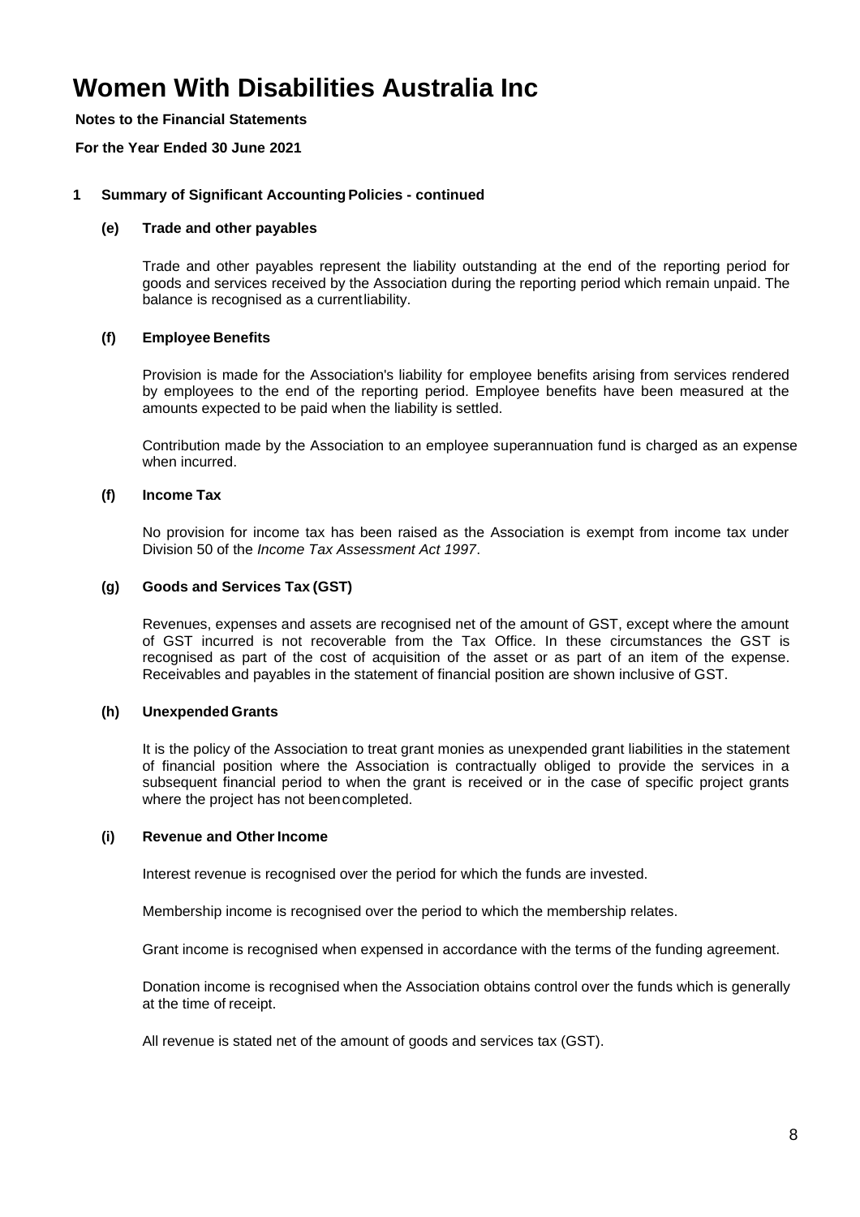# Women With Disabilities Australia Inc

**Notes to the Financial Statements**

**For the Year Ended 30 June 2021**

## 1 Summary of Significant Accounting Policies - continued

### (e) Trade and other payables

Trade and other payables represent the liability outstanding at the end of the reporting period for goods and services received by the Association during the reporting period which remain unpaid. The balance is recognised as a current liability.

### (f) Employee Benefits

Provision is made for the Association's liability for employee benefits arising from services rendered by employees to the end of the reporting period. Employee benefits have been measured at the amounts expected to be paid when the liability is settled.

Contribution made by the Association to an employee superannuation fund is charged as an expense when incurred.

### (f) Income Tax

No provision for income tax has been raised as the Association is exempt from income tax under Division 50 of the *Income Tax Assessment Act 1997*.

### (g) Goods and Services Tax (GST)

Revenues, expenses and assets are recognised net of the amount of GST, except where the amount of GST incurred is not recoverable from the Tax Office. In these circumstances the GST is recognised as part of the cost of acquisition of the asset or as part of an item of the expense. Receivables and payables in the statement of financial position are shown inclusive of GST.

### (h) Unexpended Grants

It is the policy of the Association to treat grant monies as unexpended grant liabilities in the statement of financial position where the Association is contractually obliged to provide the services in a subsequent financial period to when the grant is received or in the case of specific project grants where the project has not been completed.

### (i) Revenue and Other Income

Interest revenue is recognised over the period for which the funds are invested.

Membership income is recognised over the period to which the membership relates.

Grant income is recognised when expensed in accordance with the terms of the funding agreement.

Donation income is recognised when the Association obtains control over the funds which is generally at the time of receipt.

All revenue is stated net of the amount of goods and services tax (GST).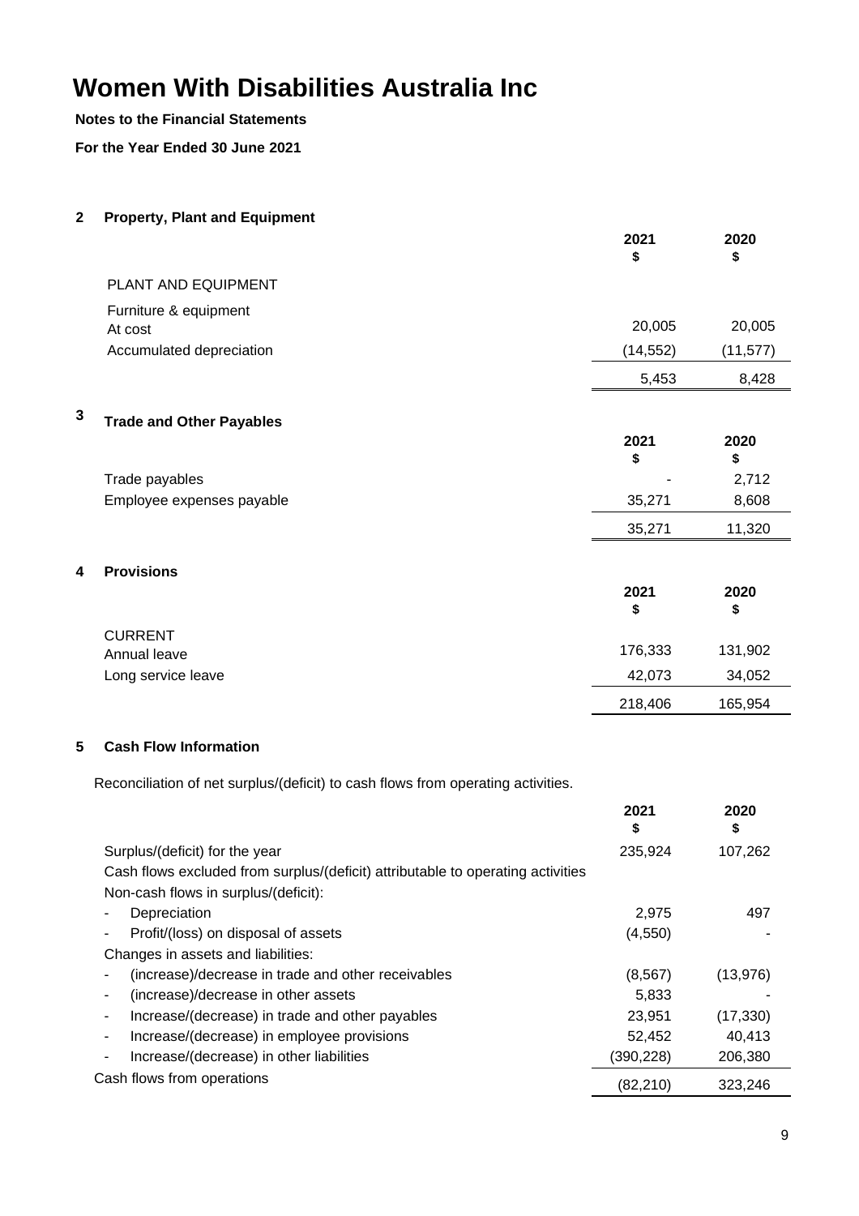# Women With Disabilities Australia Inc

**Notes to the Financial Statements**

**For the Year Ended 30 June 2021**

## 2 Property, Plant and Equipment

| | 2021 $ | 2020 $ |
|---|---|---|
| PLANT AND EQUIPMENT | | |
| Furniture & equipment | | |
| At cost | 20,005 | 20,005 |
| Accumulated depreciation | (14,552) | (11,577) |
| | 5,453 | 8,428 |

## 3 Trade and Other Payables

| | 2021 $ | 2020 $ |
|---|---|---|
| Trade payables | - | 2,712 |
| Employee expenses payable | 35,271 | 8,608 |
| | 35,271 | 11,320 |

## 4 Provisions

| | 2021 $ | 2020 $ |
|---|---|---|
| CURRENT | | |
| Annual leave | 176,333 | 131,902 |
| Long service leave | 42,073 | 34,052 |
| | 218,406 | 165,954 |

## 5 Cash Flow Information

Reconciliation of net surplus/(deficit) to cash flows from operating activities.

| | 2021 $ | 2020 $ |
|---|---|---|
| Surplus/(deficit) for the year | 235,924 | 107,262 |
| Cash flows excluded from surplus/(deficit) attributable to operating activities | | |
| Non-cash flows in surplus/(deficit): | | |
| - Depreciation | 2,975 | 497 |
| - Profit/(loss) on disposal of assets | (4,550) | - |
| Changes in assets and liabilities: | | |
| - (increase)/decrease in trade and other receivables | (8,567) | (13,976) |
| - (increase)/decrease in other assets | 5,833 | - |
| - Increase/(decrease) in trade and other payables | 23,951 | (17,330) |
| - Increase/(decrease) in employee provisions | 52,452 | 40,413 |
| - Increase/(decrease) in other liabilities | (390,228) | 206,380 |
| Cash flows from operations | (82,210) | 323,246 |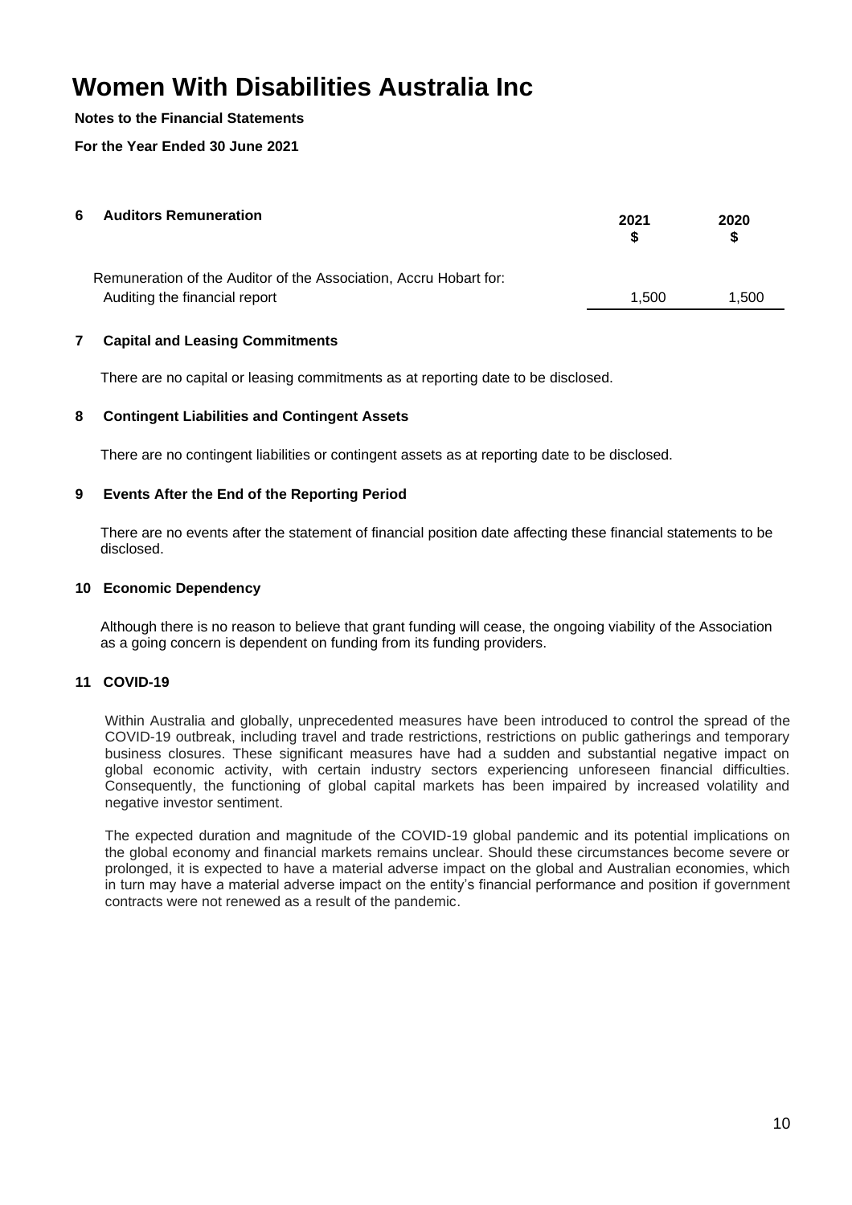# Women With Disabilities Australia Inc

**Notes to the Financial Statements**

**For the Year Ended 30 June 2021**

## 6 Auditors Remuneration

| | 2021 $ | 2020 $ |
|---|---|---|
| Remuneration of the Auditor of the Association, Accru Hobart for: | | |
| Auditing the financial report | 1,500 | 1,500 |

## 7 Capital and Leasing Commitments

There are no capital or leasing commitments as at reporting date to be disclosed.

## 8 Contingent Liabilities and Contingent Assets

There are no contingent liabilities or contingent assets as at reporting date to be disclosed.

## 9 Events After the End of the Reporting Period

There are no events after the statement of financial position date affecting these financial statements to be disclosed.

## 10 Economic Dependency

Although there is no reason to believe that grant funding will cease, the ongoing viability of the Association as a going concern is dependent on funding from its funding providers.

## 11 COVID-19

Within Australia and globally, unprecedented measures have been introduced to control the spread of the COVID-19 outbreak, including travel and trade restrictions, restrictions on public gatherings and temporary business closures. These significant measures have had a sudden and substantial negative impact on global economic activity, with certain industry sectors experiencing unforeseen financial difficulties. Consequently, the functioning of global capital markets has been impaired by increased volatility and negative investor sentiment.

The expected duration and magnitude of the COVID-19 global pandemic and its potential implications on the global economy and financial markets remains unclear. Should these circumstances become severe or prolonged, it is expected to have a material adverse impact on the global and Australian economies, which in turn may have a material adverse impact on the entity's financial performance and position if government contracts were not renewed as a result of the pandemic.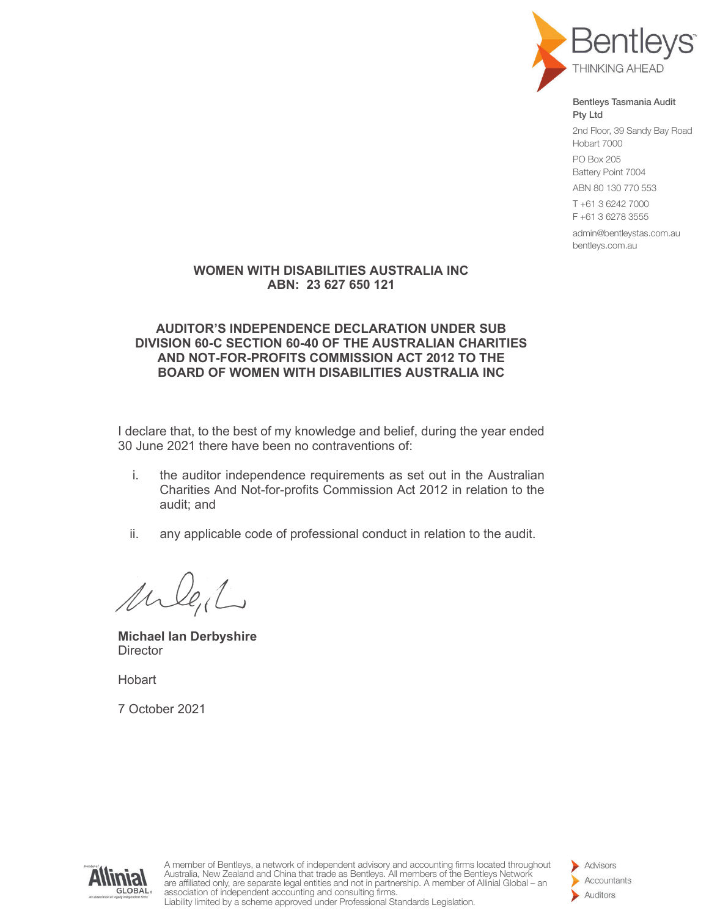Bentleys
THINKING AHEAD

**Bentleys Tasmania Audit Pty Ltd**

2nd Floor, 39 Sandy Bay Road
Hobart 7000

PO Box 205
Battery Point 7004

ABN 80 130 770 553

T +61 3 6242 7000
F +61 3 6278 3555

admin@bentleystas.com.au
bentleys.com.au

## WOMEN WITH DISABILITIES AUSTRALIA INC
## ABN: 23 627 650 121

## AUDITOR'S INDEPENDENCE DECLARATION UNDER SUB DIVISION 60-C SECTION 60-40 OF THE AUSTRALIAN CHARITIES AND NOT-FOR-PROFITS COMMISSION ACT 2012 TO THE BOARD OF WOMEN WITH DISABILITIES AUSTRALIA INC

I declare that, to the best of my knowledge and belief, during the year ended 30 June 2021 there have been no contraventions of:

i. the auditor independence requirements as set out in the Australian Charities And Not-for-profits Commission Act 2012 in relation to the audit; and

ii. any applicable code of professional conduct in relation to the audit.

**Michael Ian Derbyshire**
Director

Hobart

7 October 2021

A member of Bentleys, a network of independent advisory and accounting firms located throughout Australia, New Zealand and China that trade as Bentleys. All members of the Bentleys Network are affiliated only, are separate legal entities and not in partnership. A member of Allinial Global – an association of independent accounting and consulting firms.
Liability limited by a scheme approved under Professional Standards Legislation.

Advisors
Accountants
Auditors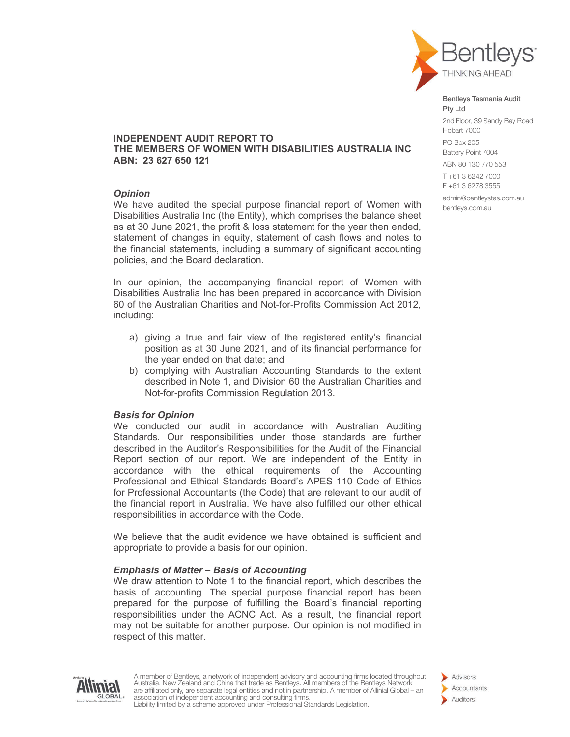Bentleys Tasmania Audit Pty Ltd
2nd Floor, 39 Sandy Bay Road
Hobart 7000
PO Box 205
Battery Point 7004
ABN 80 130 770 553
T +61 3 6242 7000
F +61 3 6278 3555
admin@bentleystas.com.au
bentleys.com.au

# INDEPENDENT AUDIT REPORT TO THE MEMBERS OF WOMEN WITH DISABILITIES AUSTRALIA INC ABN: 23 627 650 121

### *Opinion*

We have audited the special purpose financial report of Women with Disabilities Australia Inc (the Entity), which comprises the balance sheet as at 30 June 2021, the profit & loss statement for the year then ended, statement of changes in equity, statement of cash flows and notes to the financial statements, including a summary of significant accounting policies, and the Board declaration.

In our opinion, the accompanying financial report of Women with Disabilities Australia Inc has been prepared in accordance with Division 60 of the Australian Charities and Not-for-Profits Commission Act 2012, including:

a) giving a true and fair view of the registered entity's financial position as at 30 June 2021, and of its financial performance for the year ended on that date; and
b) complying with Australian Accounting Standards to the extent described in Note 1, and Division 60 the Australian Charities and Not-for-profits Commission Regulation 2013.

### *Basis for Opinion*

We conducted our audit in accordance with Australian Auditing Standards. Our responsibilities under those standards are further described in the Auditor's Responsibilities for the Audit of the Financial Report section of our report. We are independent of the Entity in accordance with the ethical requirements of the Accounting Professional and Ethical Standards Board's APES 110 Code of Ethics for Professional Accountants (the Code) that are relevant to our audit of the financial report in Australia. We have also fulfilled our other ethical responsibilities in accordance with the Code.

We believe that the audit evidence we have obtained is sufficient and appropriate to provide a basis for our opinion.

### *Emphasis of Matter – Basis of Accounting*

We draw attention to Note 1 to the financial report, which describes the basis of accounting. The special purpose financial report has been prepared for the purpose of fulfilling the Board's financial reporting responsibilities under the ACNC Act. As a result, the financial report may not be suitable for another purpose. Our opinion is not modified in respect of this matter.

A member of Bentleys, a network of independent advisory and accounting firms located throughout Australia, New Zealand and China that trade as Bentleys. All members of the Bentleys Network are affiliated only, are separate legal entities and not in partnership. A member of Allinial Global – an association of independent accounting and consulting firms.
Liability limited by a scheme approved under Professional Standards Legislation.

Advisors
Accountants
Auditors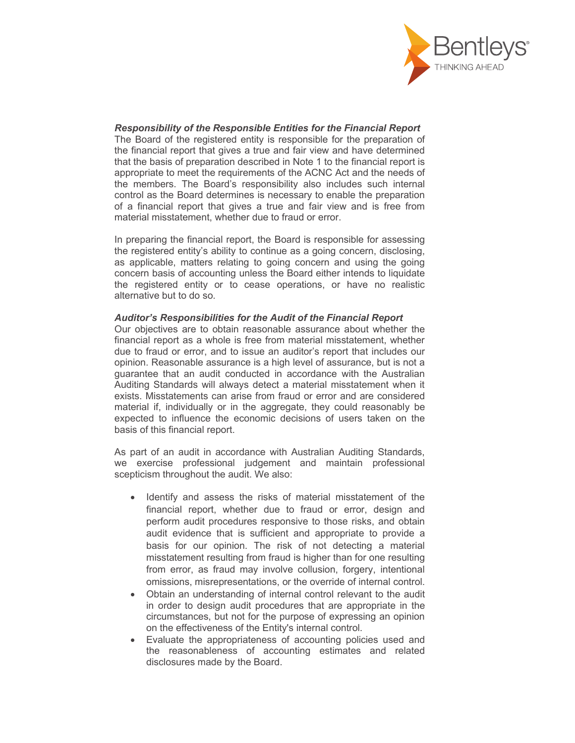***Responsibility of the Responsible Entities for the Financial Report***

The Board of the registered entity is responsible for the preparation of the financial report that gives a true and fair view and have determined that the basis of preparation described in Note 1 to the financial report is appropriate to meet the requirements of the ACNC Act and the needs of the members. The Board's responsibility also includes such internal control as the Board determines is necessary to enable the preparation of a financial report that gives a true and fair view and is free from material misstatement, whether due to fraud or error.

In preparing the financial report, the Board is responsible for assessing the registered entity's ability to continue as a going concern, disclosing, as applicable, matters relating to going concern and using the going concern basis of accounting unless the Board either intends to liquidate the registered entity or to cease operations, or have no realistic alternative but to do so.

***Auditor's Responsibilities for the Audit of the Financial Report***

Our objectives are to obtain reasonable assurance about whether the financial report as a whole is free from material misstatement, whether due to fraud or error, and to issue an auditor's report that includes our opinion. Reasonable assurance is a high level of assurance, but is not a guarantee that an audit conducted in accordance with the Australian Auditing Standards will always detect a material misstatement when it exists. Misstatements can arise from fraud or error and are considered material if, individually or in the aggregate, they could reasonably be expected to influence the economic decisions of users taken on the basis of this financial report.

As part of an audit in accordance with Australian Auditing Standards, we exercise professional judgement and maintain professional scepticism throughout the audit. We also:

- Identify and assess the risks of material misstatement of the financial report, whether due to fraud or error, design and perform audit procedures responsive to those risks, and obtain audit evidence that is sufficient and appropriate to provide a basis for our opinion. The risk of not detecting a material misstatement resulting from fraud is higher than for one resulting from error, as fraud may involve collusion, forgery, intentional omissions, misrepresentations, or the override of internal control.
- Obtain an understanding of internal control relevant to the audit in order to design audit procedures that are appropriate in the circumstances, but not for the purpose of expressing an opinion on the effectiveness of the Entity's internal control.
- Evaluate the appropriateness of accounting policies used and the reasonableness of accounting estimates and related disclosures made by the Board.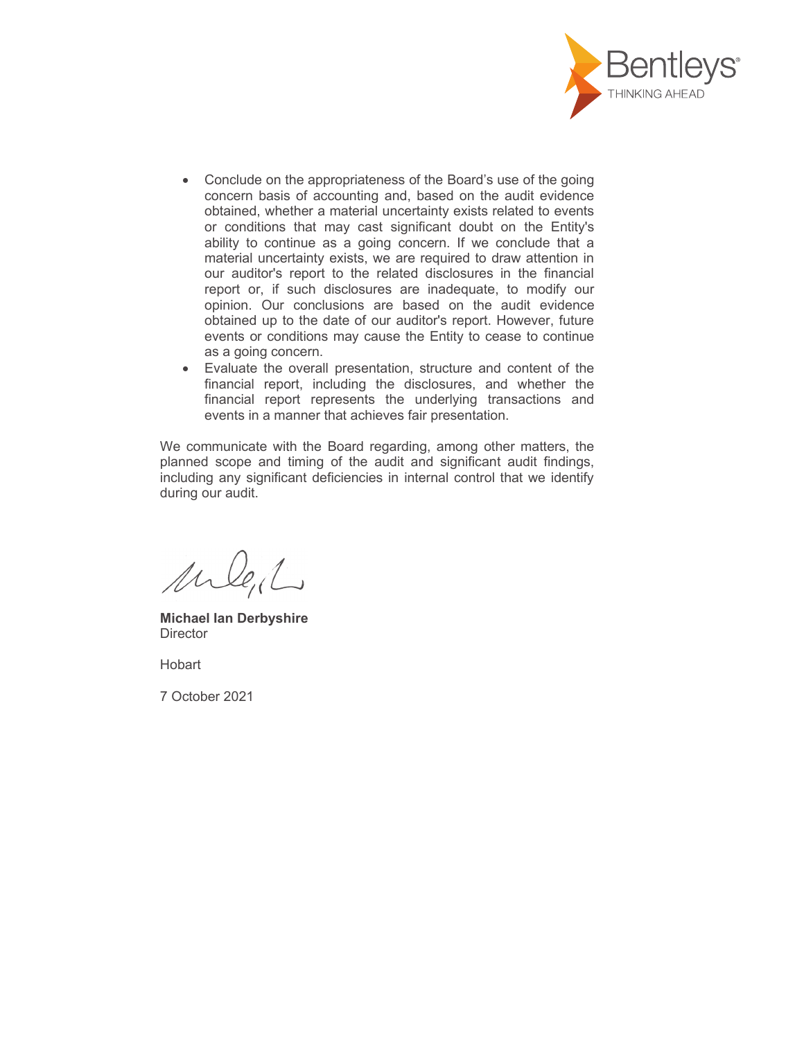- Conclude on the appropriateness of the Board's use of the going concern basis of accounting and, based on the audit evidence obtained, whether a material uncertainty exists related to events or conditions that may cast significant doubt on the Entity's ability to continue as a going concern. If we conclude that a material uncertainty exists, we are required to draw attention in our auditor's report to the related disclosures in the financial report or, if such disclosures are inadequate, to modify our opinion. Our conclusions are based on the audit evidence obtained up to the date of our auditor's report. However, future events or conditions may cause the Entity to cease to continue as a going concern.
- Evaluate the overall presentation, structure and content of the financial report, including the disclosures, and whether the financial report represents the underlying transactions and events in a manner that achieves fair presentation.

We communicate with the Board regarding, among other matters, the planned scope and timing of the audit and significant audit findings, including any significant deficiencies in internal control that we identify during our audit.

**Michael Ian Derbyshire**
Director

Hobart

7 October 2021